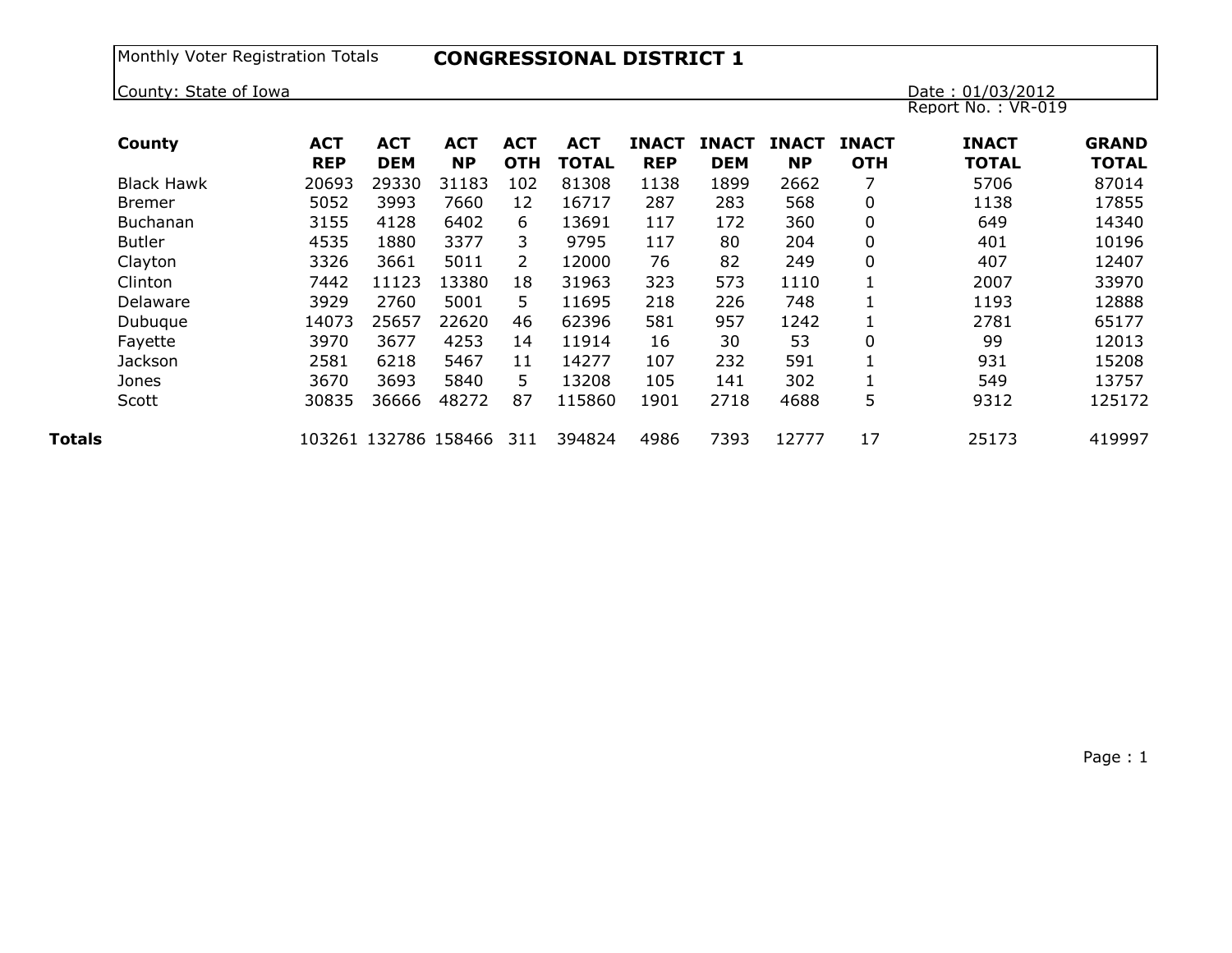Monthly Voter Registration Totals **CONGRESSIONAL DISTRICT 1**

County: State of Iowa

Date : 01/03/2012
Report No. : VR-019

| County | ACT REP | ACT DEM | ACT NP | ACT OTH | ACT TOTAL | INACT REP | INACT DEM | INACT NP | INACT OTH | INACT TOTAL | GRAND TOTAL |
|---|---|---|---|---|---|---|---|---|---|---|---|
| Black Hawk | 20693 | 29330 | 31183 | 102 | 81308 | 1138 | 1899 | 2662 | 7 | 5706 | 87014 |
| Bremer | 5052 | 3993 | 7660 | 12 | 16717 | 287 | 283 | 568 | 0 | 1138 | 17855 |
| Buchanan | 3155 | 4128 | 6402 | 6 | 13691 | 117 | 172 | 360 | 0 | 649 | 14340 |
| Butler | 4535 | 1880 | 3377 | 3 | 9795 | 117 | 80 | 204 | 0 | 401 | 10196 |
| Clayton | 3326 | 3661 | 5011 | 2 | 12000 | 76 | 82 | 249 | 0 | 407 | 12407 |
| Clinton | 7442 | 11123 | 13380 | 18 | 31963 | 323 | 573 | 1110 | 1 | 2007 | 33970 |
| Delaware | 3929 | 2760 | 5001 | 5 | 11695 | 218 | 226 | 748 | 1 | 1193 | 12888 |
| Dubuque | 14073 | 25657 | 22620 | 46 | 62396 | 581 | 957 | 1242 | 1 | 2781 | 65177 |
| Fayette | 3970 | 3677 | 4253 | 14 | 11914 | 16 | 30 | 53 | 0 | 99 | 12013 |
| Jackson | 2581 | 6218 | 5467 | 11 | 14277 | 107 | 232 | 591 | 1 | 931 | 15208 |
| Jones | 3670 | 3693 | 5840 | 5 | 13208 | 105 | 141 | 302 | 1 | 549 | 13757 |
| Scott | 30835 | 36666 | 48272 | 87 | 115860 | 1901 | 2718 | 4688 | 5 | 9312 | 125172 |
| **Totals** | 103261 | 132786 | 158466 | 311 | 394824 | 4986 | 7393 | 12777 | 17 | 25173 | 419997 |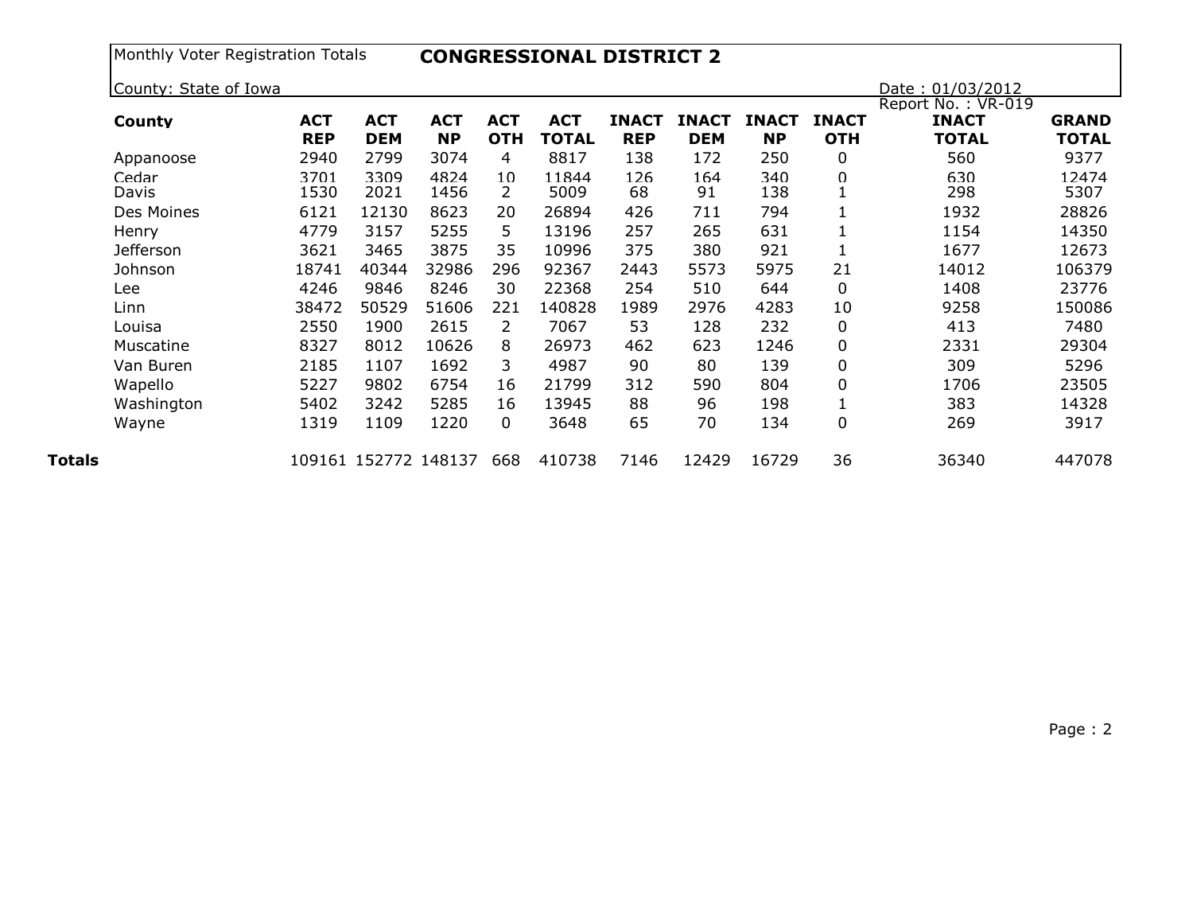Monthly Voter Registration Totals **CONGRESSIONAL DISTRICT 2**

County: State of Iowa

Date : 01/03/2012
Report No. : VR-019

| County | ACT REP | ACT DEM | ACT NP | ACT OTH | ACT TOTAL | INACT REP | INACT DEM | INACT NP | INACT OTH | INACT TOTAL | GRAND TOTAL |
|---|---|---|---|---|---|---|---|---|---|---|---|
| Appanoose | 2940 | 2799 | 3074 | 4 | 8817 | 138 | 172 | 250 | 0 | 560 | 9377 |
| Cedar | 3701 | 3309 | 4824 | 10 | 11844 | 126 | 164 | 340 | 0 | 630 | 12474 |
| Davis | 1530 | 2021 | 1456 | 2 | 5009 | 68 | 91 | 138 | 1 | 298 | 5307 |
| Des Moines | 6121 | 12130 | 8623 | 20 | 26894 | 426 | 711 | 794 | 1 | 1932 | 28826 |
| Henry | 4779 | 3157 | 5255 | 5 | 13196 | 257 | 265 | 631 | 1 | 1154 | 14350 |
| Jefferson | 3621 | 3465 | 3875 | 35 | 10996 | 375 | 380 | 921 | 1 | 1677 | 12673 |
| Johnson | 18741 | 40344 | 32986 | 296 | 92367 | 2443 | 5573 | 5975 | 21 | 14012 | 106379 |
| Lee | 4246 | 9846 | 8246 | 30 | 22368 | 254 | 510 | 644 | 0 | 1408 | 23776 |
| Linn | 38472 | 50529 | 51606 | 221 | 140828 | 1989 | 2976 | 4283 | 10 | 9258 | 150086 |
| Louisa | 2550 | 1900 | 2615 | 2 | 7067 | 53 | 128 | 232 | 0 | 413 | 7480 |
| Muscatine | 8327 | 8012 | 10626 | 8 | 26973 | 462 | 623 | 1246 | 0 | 2331 | 29304 |
| Van Buren | 2185 | 1107 | 1692 | 3 | 4987 | 90 | 80 | 139 | 0 | 309 | 5296 |
| Wapello | 5227 | 9802 | 6754 | 16 | 21799 | 312 | 590 | 804 | 0 | 1706 | 23505 |
| Washington | 5402 | 3242 | 5285 | 16 | 13945 | 88 | 96 | 198 | 1 | 383 | 14328 |
| Wayne | 1319 | 1109 | 1220 | 0 | 3648 | 65 | 70 | 134 | 0 | 269 | 3917 |
| **Totals** | 109161 | 152772 | 148137 | 668 | 410738 | 7146 | 12429 | 16729 | 36 | 36340 | 447078 |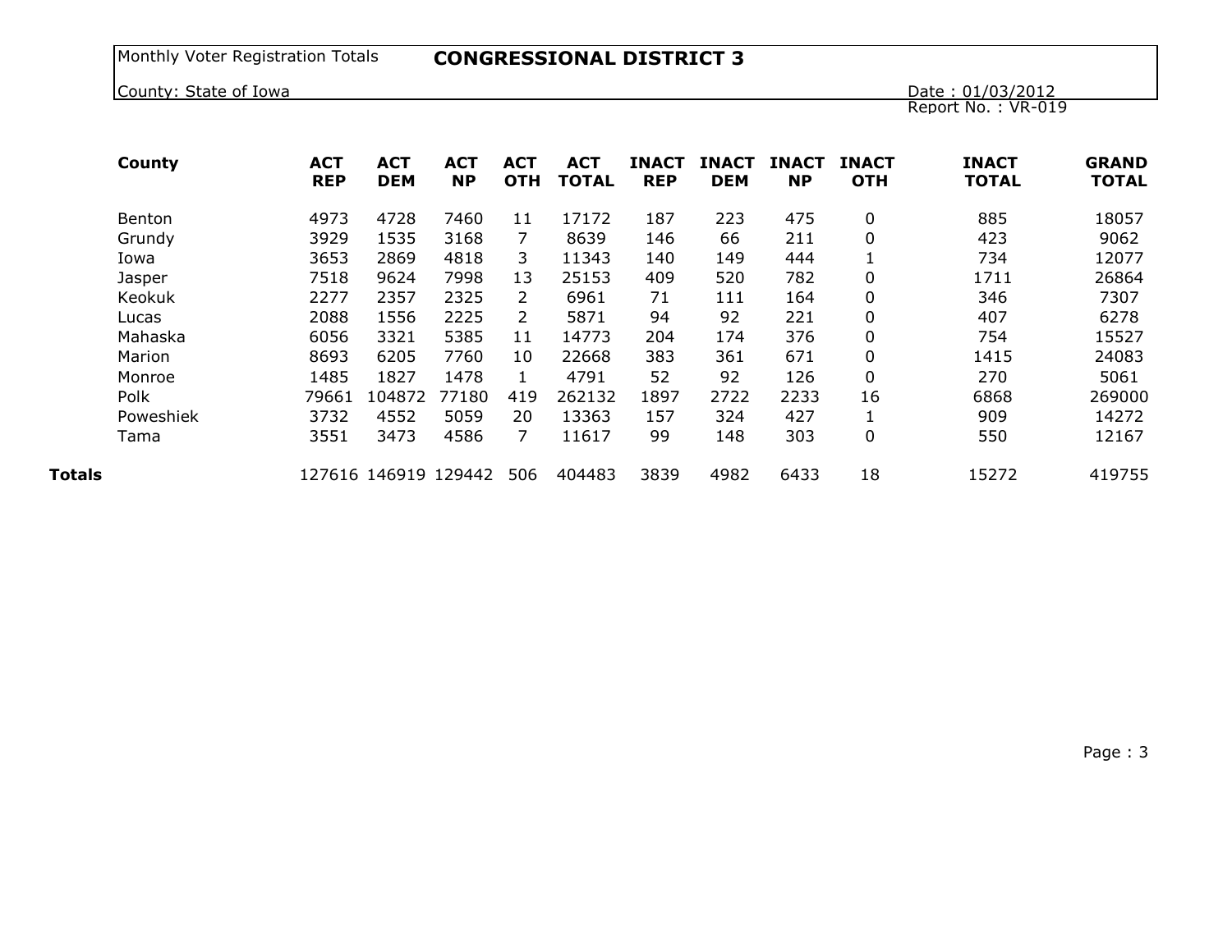Monthly Voter Registration Totals **CONGRESSIONAL DISTRICT 3**

County: State of Iowa

Date : 01/03/2012

Report No. : VR-019

| County | ACT REP | ACT DEM | ACT NP | ACT OTH | ACT TOTAL | INACT REP | INACT DEM | INACT NP | INACT OTH | INACT TOTAL | GRAND TOTAL |
|---|---|---|---|---|---|---|---|---|---|---|---|
| Benton | 4973 | 4728 | 7460 | 11 | 17172 | 187 | 223 | 475 | 0 | 885 | 18057 |
| Grundy | 3929 | 1535 | 3168 | 7 | 8639 | 146 | 66 | 211 | 0 | 423 | 9062 |
| Iowa | 3653 | 2869 | 4818 | 3 | 11343 | 140 | 149 | 444 | 1 | 734 | 12077 |
| Jasper | 7518 | 9624 | 7998 | 13 | 25153 | 409 | 520 | 782 | 0 | 1711 | 26864 |
| Keokuk | 2277 | 2357 | 2325 | 2 | 6961 | 71 | 111 | 164 | 0 | 346 | 7307 |
| Lucas | 2088 | 1556 | 2225 | 2 | 5871 | 94 | 92 | 221 | 0 | 407 | 6278 |
| Mahaska | 6056 | 3321 | 5385 | 11 | 14773 | 204 | 174 | 376 | 0 | 754 | 15527 |
| Marion | 8693 | 6205 | 7760 | 10 | 22668 | 383 | 361 | 671 | 0 | 1415 | 24083 |
| Monroe | 1485 | 1827 | 1478 | 1 | 4791 | 52 | 92 | 126 | 0 | 270 | 5061 |
| Polk | 79661 | 104872 | 77180 | 419 | 262132 | 1897 | 2722 | 2233 | 16 | 6868 | 269000 |
| Poweshiek | 3732 | 4552 | 5059 | 20 | 13363 | 157 | 324 | 427 | 1 | 909 | 14272 |
| Tama | 3551 | 3473 | 4586 | 7 | 11617 | 99 | 148 | 303 | 0 | 550 | 12167 |
| **Totals** | 127616 | 146919 | 129442 | 506 | 404483 | 3839 | 4982 | 6433 | 18 | 15272 | 419755 |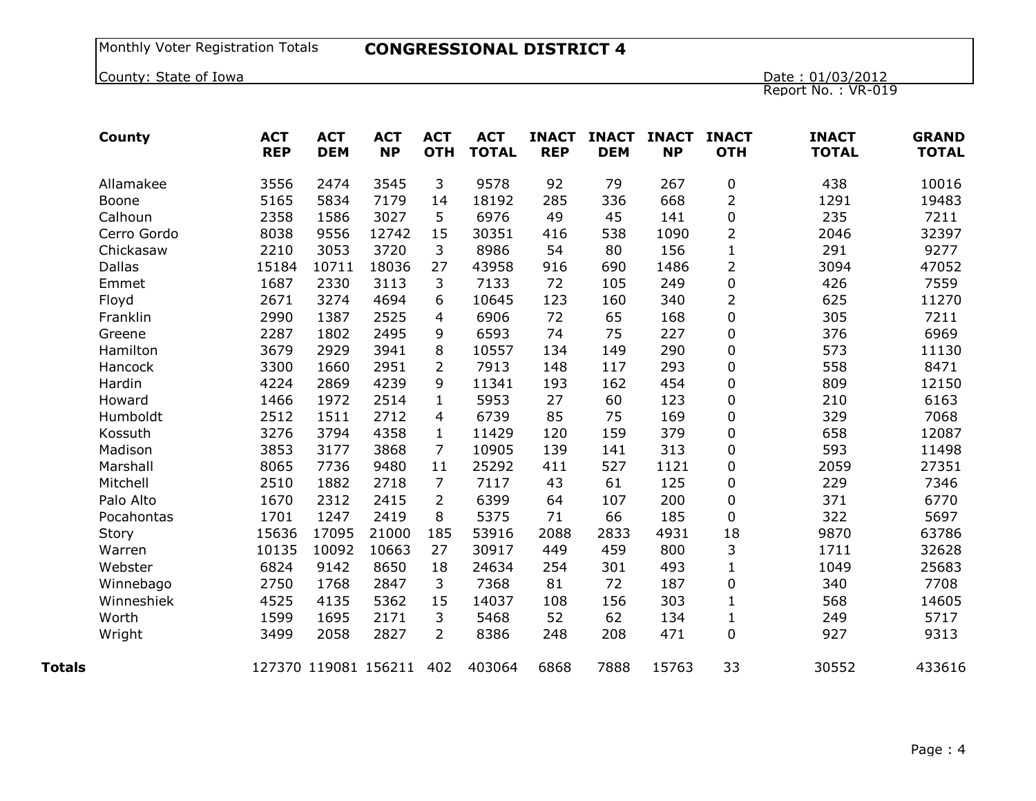Monthly Voter Registration Totals **CONGRESSIONAL DISTRICT 4**

County: State of Iowa

Date : 01/03/2012

Report No. : VR-019

| County | ACT REP | ACT DEM | ACT NP | ACT OTH | ACT TOTAL | INACT REP | INACT DEM | INACT NP | INACT OTH | INACT TOTAL | GRAND TOTAL |
|---|---|---|---|---|---|---|---|---|---|---|---|
| Allamakee | 3556 | 2474 | 3545 | 3 | 9578 | 92 | 79 | 267 | 0 | 438 | 10016 |
| Boone | 5165 | 5834 | 7179 | 14 | 18192 | 285 | 336 | 668 | 2 | 1291 | 19483 |
| Calhoun | 2358 | 1586 | 3027 | 5 | 6976 | 49 | 45 | 141 | 0 | 235 | 7211 |
| Cerro Gordo | 8038 | 9556 | 12742 | 15 | 30351 | 416 | 538 | 1090 | 2 | 2046 | 32397 |
| Chickasaw | 2210 | 3053 | 3720 | 3 | 8986 | 54 | 80 | 156 | 1 | 291 | 9277 |
| Dallas | 15184 | 10711 | 18036 | 27 | 43958 | 916 | 690 | 1486 | 2 | 3094 | 47052 |
| Emmet | 1687 | 2330 | 3113 | 3 | 7133 | 72 | 105 | 249 | 0 | 426 | 7559 |
| Floyd | 2671 | 3274 | 4694 | 6 | 10645 | 123 | 160 | 340 | 2 | 625 | 11270 |
| Franklin | 2990 | 1387 | 2525 | 4 | 6906 | 72 | 65 | 168 | 0 | 305 | 7211 |
| Greene | 2287 | 1802 | 2495 | 9 | 6593 | 74 | 75 | 227 | 0 | 376 | 6969 |
| Hamilton | 3679 | 2929 | 3941 | 8 | 10557 | 134 | 149 | 290 | 0 | 573 | 11130 |
| Hancock | 3300 | 1660 | 2951 | 2 | 7913 | 148 | 117 | 293 | 0 | 558 | 8471 |
| Hardin | 4224 | 2869 | 4239 | 9 | 11341 | 193 | 162 | 454 | 0 | 809 | 12150 |
| Howard | 1466 | 1972 | 2514 | 1 | 5953 | 27 | 60 | 123 | 0 | 210 | 6163 |
| Humboldt | 2512 | 1511 | 2712 | 4 | 6739 | 85 | 75 | 169 | 0 | 329 | 7068 |
| Kossuth | 3276 | 3794 | 4358 | 1 | 11429 | 120 | 159 | 379 | 0 | 658 | 12087 |
| Madison | 3853 | 3177 | 3868 | 7 | 10905 | 139 | 141 | 313 | 0 | 593 | 11498 |
| Marshall | 8065 | 7736 | 9480 | 11 | 25292 | 411 | 527 | 1121 | 0 | 2059 | 27351 |
| Mitchell | 2510 | 1882 | 2718 | 7 | 7117 | 43 | 61 | 125 | 0 | 229 | 7346 |
| Palo Alto | 1670 | 2312 | 2415 | 2 | 6399 | 64 | 107 | 200 | 0 | 371 | 6770 |
| Pocahontas | 1701 | 1247 | 2419 | 8 | 5375 | 71 | 66 | 185 | 0 | 322 | 5697 |
| Story | 15636 | 17095 | 21000 | 185 | 53916 | 2088 | 2833 | 4931 | 18 | 9870 | 63786 |
| Warren | 10135 | 10092 | 10663 | 27 | 30917 | 449 | 459 | 800 | 3 | 1711 | 32628 |
| Webster | 6824 | 9142 | 8650 | 18 | 24634 | 254 | 301 | 493 | 1 | 1049 | 25683 |
| Winnebago | 2750 | 1768 | 2847 | 3 | 7368 | 81 | 72 | 187 | 0 | 340 | 7708 |
| Winneshiek | 4525 | 4135 | 5362 | 15 | 14037 | 108 | 156 | 303 | 1 | 568 | 14605 |
| Worth | 1599 | 1695 | 2171 | 3 | 5468 | 52 | 62 | 134 | 1 | 249 | 5717 |
| Wright | 3499 | 2058 | 2827 | 2 | 8386 | 248 | 208 | 471 | 0 | 927 | 9313 |
| **Totals** | 127370 | 119081 | 156211 | 402 | 403064 | 6868 | 7888 | 15763 | 33 | 30552 | 433616 |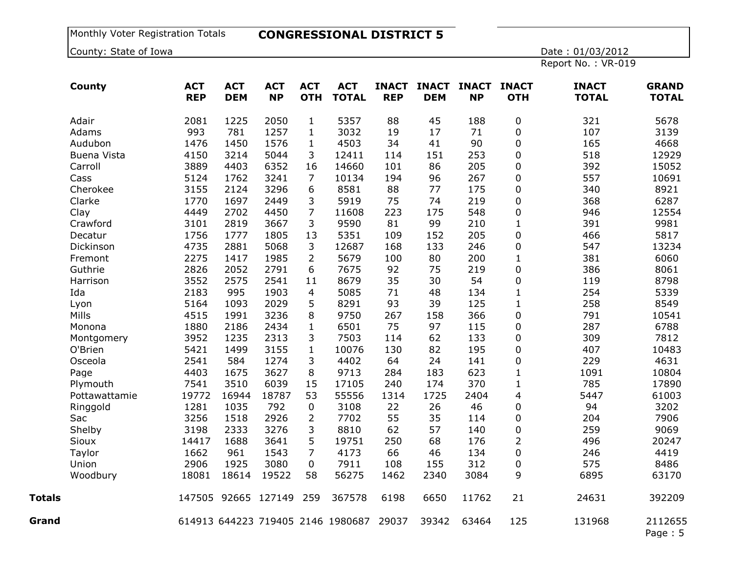Monthly Voter Registration Totals **CONGRESSIONAL DISTRICT 5**

County: State of Iowa

Date : 01/03/2012

Report No. : VR-019

| | County | ACT REP | ACT DEM | ACT NP | ACT OTH | ACT TOTAL | INACT REP | INACT DEM | INACT NP | INACT OTH | INACT TOTAL | GRAND TOTAL |
|---|---|---|---|---|---|---|---|---|---|---|---|---|
| | Adair | 2081 | 1225 | 2050 | 1 | 5357 | 88 | 45 | 188 | 0 | 321 | 5678 |
| | Adams | 993 | 781 | 1257 | 1 | 3032 | 19 | 17 | 71 | 0 | 107 | 3139 |
| | Audubon | 1476 | 1450 | 1576 | 1 | 4503 | 34 | 41 | 90 | 0 | 165 | 4668 |
| | Buena Vista | 4150 | 3214 | 5044 | 3 | 12411 | 114 | 151 | 253 | 0 | 518 | 12929 |
| | Carroll | 3889 | 4403 | 6352 | 16 | 14660 | 101 | 86 | 205 | 0 | 392 | 15052 |
| | Cass | 5124 | 1762 | 3241 | 7 | 10134 | 194 | 96 | 267 | 0 | 557 | 10691 |
| | Cherokee | 3155 | 2124 | 3296 | 6 | 8581 | 88 | 77 | 175 | 0 | 340 | 8921 |
| | Clarke | 1770 | 1697 | 2449 | 3 | 5919 | 75 | 74 | 219 | 0 | 368 | 6287 |
| | Clay | 4449 | 2702 | 4450 | 7 | 11608 | 223 | 175 | 548 | 0 | 946 | 12554 |
| | Crawford | 3101 | 2819 | 3667 | 3 | 9590 | 81 | 99 | 210 | 1 | 391 | 9981 |
| | Decatur | 1756 | 1777 | 1805 | 13 | 5351 | 109 | 152 | 205 | 0 | 466 | 5817 |
| | Dickinson | 4735 | 2881 | 5068 | 3 | 12687 | 168 | 133 | 246 | 0 | 547 | 13234 |
| | Fremont | 2275 | 1417 | 1985 | 2 | 5679 | 100 | 80 | 200 | 1 | 381 | 6060 |
| | Guthrie | 2826 | 2052 | 2791 | 6 | 7675 | 92 | 75 | 219 | 0 | 386 | 8061 |
| | Harrison | 3552 | 2575 | 2541 | 11 | 8679 | 35 | 30 | 54 | 0 | 119 | 8798 |
| | Ida | 2183 | 995 | 1903 | 4 | 5085 | 71 | 48 | 134 | 1 | 254 | 5339 |
| | Lyon | 5164 | 1093 | 2029 | 5 | 8291 | 93 | 39 | 125 | 1 | 258 | 8549 |
| | Mills | 4515 | 1991 | 3236 | 8 | 9750 | 267 | 158 | 366 | 0 | 791 | 10541 |
| | Monona | 1880 | 2186 | 2434 | 1 | 6501 | 75 | 97 | 115 | 0 | 287 | 6788 |
| | Montgomery | 3952 | 1235 | 2313 | 3 | 7503 | 114 | 62 | 133 | 0 | 309 | 7812 |
| | O'Brien | 5421 | 1499 | 3155 | 1 | 10076 | 130 | 82 | 195 | 0 | 407 | 10483 |
| | Osceola | 2541 | 584 | 1274 | 3 | 4402 | 64 | 24 | 141 | 0 | 229 | 4631 |
| | Page | 4403 | 1675 | 3627 | 8 | 9713 | 284 | 183 | 623 | 1 | 1091 | 10804 |
| | Plymouth | 7541 | 3510 | 6039 | 15 | 17105 | 240 | 174 | 370 | 1 | 785 | 17890 |
| | Pottawattamie | 19772 | 16944 | 18787 | 53 | 55556 | 1314 | 1725 | 2404 | 4 | 5447 | 61003 |
| | Ringgold | 1281 | 1035 | 792 | 0 | 3108 | 22 | 26 | 46 | 0 | 94 | 3202 |
| | Sac | 3256 | 1518 | 2926 | 2 | 7702 | 55 | 35 | 114 | 0 | 204 | 7906 |
| | Shelby | 3198 | 2333 | 3276 | 3 | 8810 | 62 | 57 | 140 | 0 | 259 | 9069 |
| | Sioux | 14417 | 1688 | 3641 | 5 | 19751 | 250 | 68 | 176 | 2 | 496 | 20247 |
| | Taylor | 1662 | 961 | 1543 | 7 | 4173 | 66 | 46 | 134 | 0 | 246 | 4419 |
| | Union | 2906 | 1925 | 3080 | 0 | 7911 | 108 | 155 | 312 | 0 | 575 | 8486 |
| | Woodbury | 18081 | 18614 | 19522 | 58 | 56275 | 1462 | 2340 | 3084 | 9 | 6895 | 63170 |
| Totals | | 147505 | 92665 | 127149 | 259 | 367578 | 6198 | 6650 | 11762 | 21 | 24631 | 392209 |
| Grand | | 614913 | 644223 | 719405 | 2146 | 1980687 | 29037 | 39342 | 63464 | 125 | 131968 | 2112655 |